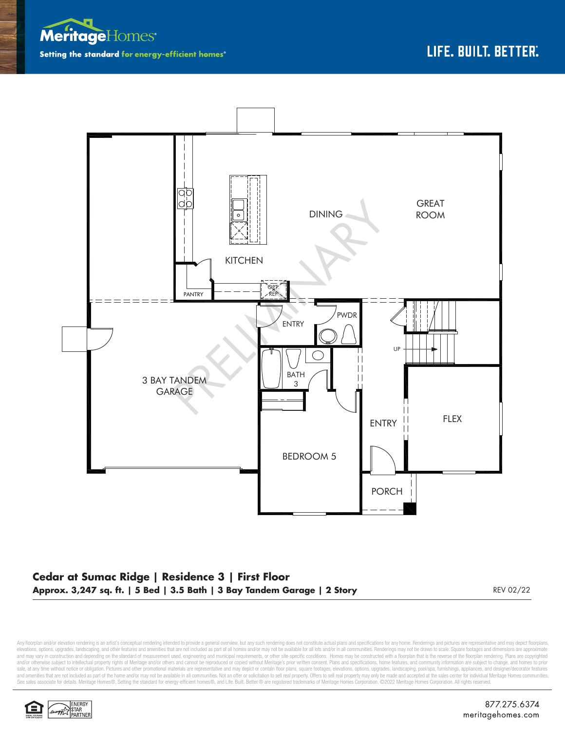MeritageHomes®

Setting the standard for energy-efficient homes®

LIFE. BUILT. BETTER.

GREAT ROOM

DINING

KITCHEN

PANTRY

OPT. REF.

ENTRY

PWDR

BATH 3

3 BAY TANDEM GARAGE

BEDROOM 5

UP

ENTRY

FLEX

PORCH

PRELIMINARY

**Cedar at Sumac Ridge | Residence 3 | First Floor**

**Approx. 3,247 sq. ft. | 5 Bed | 3.5 Bath | 3 Bay Tandem Garage | 2 Story**

REV 02/22

Any floorplan and/or elevation rendering is an artist's conceptual rendering intended to provide a general overview, but any such rendering does not constitute actual plans and specifications for any home. Renderings and pictures are representative and may depict floorplans, elevations, options, upgrades, landscaping, and other features and amenities that are not included as part of all homes and/or may not be available for all lots and/or in all communities. Renderings may not be drawn to scale. Square footages and dimensions are approximate and may vary in construction and depending on the standard of measurement used, engineering and municipal requirements, or other site-specific conditions. Homes may be constructed with a floorplan that is the reverse of the floorplan rendering. Plans are copyrighted and/or otherwise subject to intellectual property rights of Meritage and/or others and cannot be reproduced or copied without Meritage's prior written consent. Plans and specifications, home features, and community information are subject to change, and homes to prior sale, at any time without notice or obligation. Pictures and other promotional materials are representative and may depict or contain floor plans, square footages, elevations, options, upgrades, landscaping, pool/spa, furnishings, appliances, and designer/decorator features and amenities that are not included as part of the home and/or may not be available in all communities. Not an offer or solicitation to sell real property. Offers to sell real property may only be made and accepted at the sales center for individual Meritage Homes communities. See sales associate for details. Meritage Homes®, Setting the standard for energy-efficient homes®, and Life. Built. Better.® are registered trademarks of Meritage Homes Corporation. ©2022 Meritage Homes Corporation. All rights reserved.

ENERGY STAR PARTNER

877.275.6374
meritagehomes.com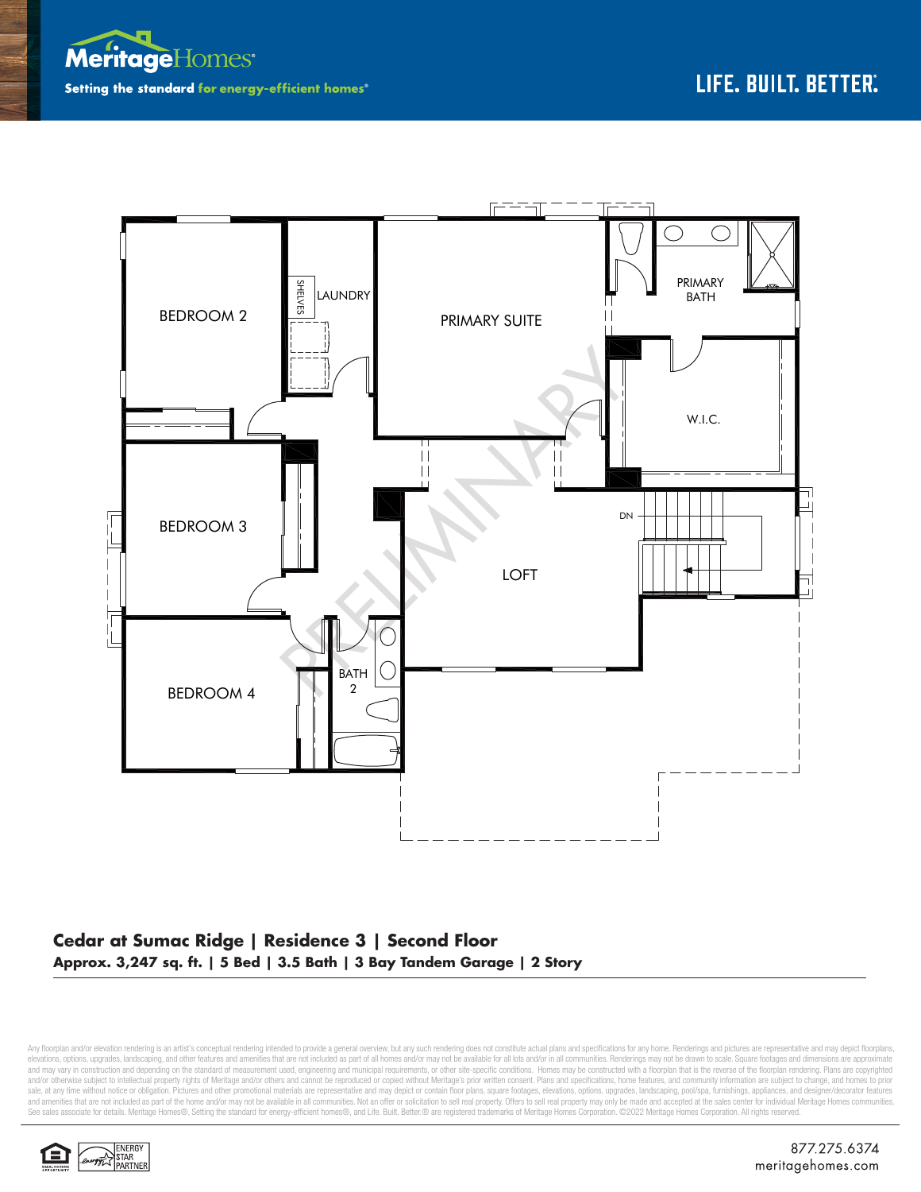MeritageHomes
Setting the standard for energy-efficient homes®

LIFE. BUILT. BETTER.

BEDROOM 2

SHELVES

LAUNDRY

PRIMARY SUITE

PRIMARY BATH

W.I.C.

BEDROOM 3

DN

LOFT

BEDROOM 4

BATH 2

PRELIMINARY

**Cedar at Sumac Ridge | Residence 3 | Second Floor**

**Approx. 3,247 sq. ft. | 5 Bed | 3.5 Bath | 3 Bay Tandem Garage | 2 Story**

Any floorplan and/or elevation rendering is an artist's conceptual rendering intended to provide a general overview, but any such rendering does not constitute actual plans and specifications for any home. Renderings and pictures are representative and may depict floorplans, elevations, options, upgrades, landscaping, and other features and amenities that are not included as part of all homes and/or may not be available for all lots and/or in all communities. Renderings may not be drawn to scale. Square footages and dimensions are approximate and may vary in construction and depending on the standard of measurement used, engineering and municipal requirements, or other site-specific conditions. Homes may be constructed with a floorplan that is the reverse of the floorplan rendering. Plans are copyrighted and/or otherwise subject to intellectual property rights of Meritage and/or others and cannot be reproduced or copied without Meritage's prior written consent. Plans and specifications, home features, and community information are subject to change, and homes to prior sale, at any time without notice or obligation. Pictures and other promotional materials are representative and may depict or contain floor plans, square footages, elevations, options, upgrades, landscaping, pool/spa, furnishings, appliances, and designer/decorator features and amenities that are not included as part of the home and/or may not be available in all communities. Not an offer or solicitation to sell real property. Offers to sell real property may only be made and accepted at the sales center for individual Meritage Homes communities. See sales associate for details. Meritage Homes®, Setting the standard for energy-efficient homes®, and Life. Built. Better.® are registered trademarks of Meritage Homes Corporation. ©2022 Meritage Homes Corporation. All rights reserved.

ENERGY STAR PARTNER

877.275.6374
meritagehomes.com